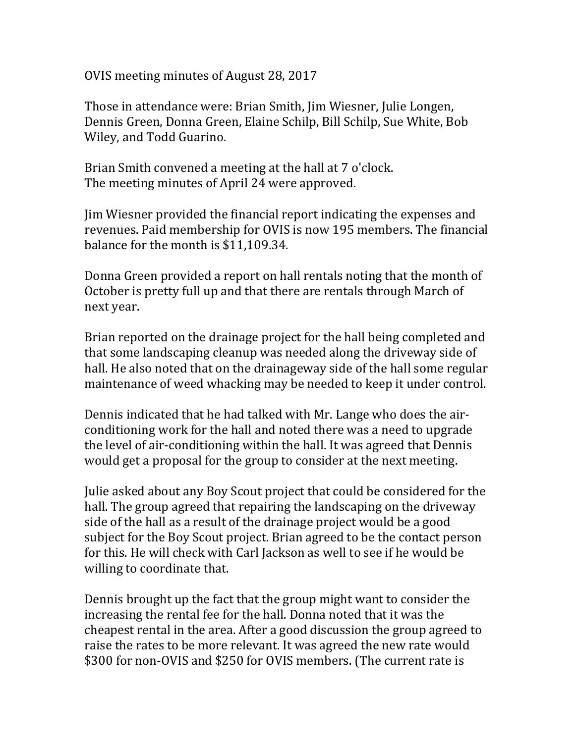OVIS meeting minutes of August 28, 2017

Those in attendance were: Brian Smith, Jim Wiesner, Julie Longen, Dennis Green, Donna Green, Elaine Schilp, Bill Schilp, Sue White, Bob Wiley, and Todd Guarino.

Brian Smith convened a meeting at the hall at 7 o'clock.
The meeting minutes of April 24 were approved.

Jim Wiesner provided the financial report indicating the expenses and revenues. Paid membership for OVIS is now 195 members. The financial balance for the month is $11,109.34.

Donna Green provided a report on hall rentals noting that the month of October is pretty full up and that there are rentals through March of next year.

Brian reported on the drainage project for the hall being completed and that some landscaping cleanup was needed along the driveway side of hall. He also noted that on the drainageway side of the hall some regular maintenance of weed whacking may be needed to keep it under control.

Dennis indicated that he had talked with Mr. Lange who does the air-conditioning work for the hall and noted there was a need to upgrade the level of air-conditioning within the hall. It was agreed that Dennis would get a proposal for the group to consider at the next meeting.

Julie asked about any Boy Scout project that could be considered for the hall. The group agreed that repairing the landscaping on the driveway side of the hall as a result of the drainage project would be a good subject for the Boy Scout project. Brian agreed to be the contact person for this. He will check with Carl Jackson as well to see if he would be willing to coordinate that.

Dennis brought up the fact that the group might want to consider the increasing the rental fee for the hall. Donna noted that it was the cheapest rental in the area. After a good discussion the group agreed to raise the rates to be more relevant. It was agreed the new rate would $300 for non-OVIS and $250 for OVIS members. (The current rate is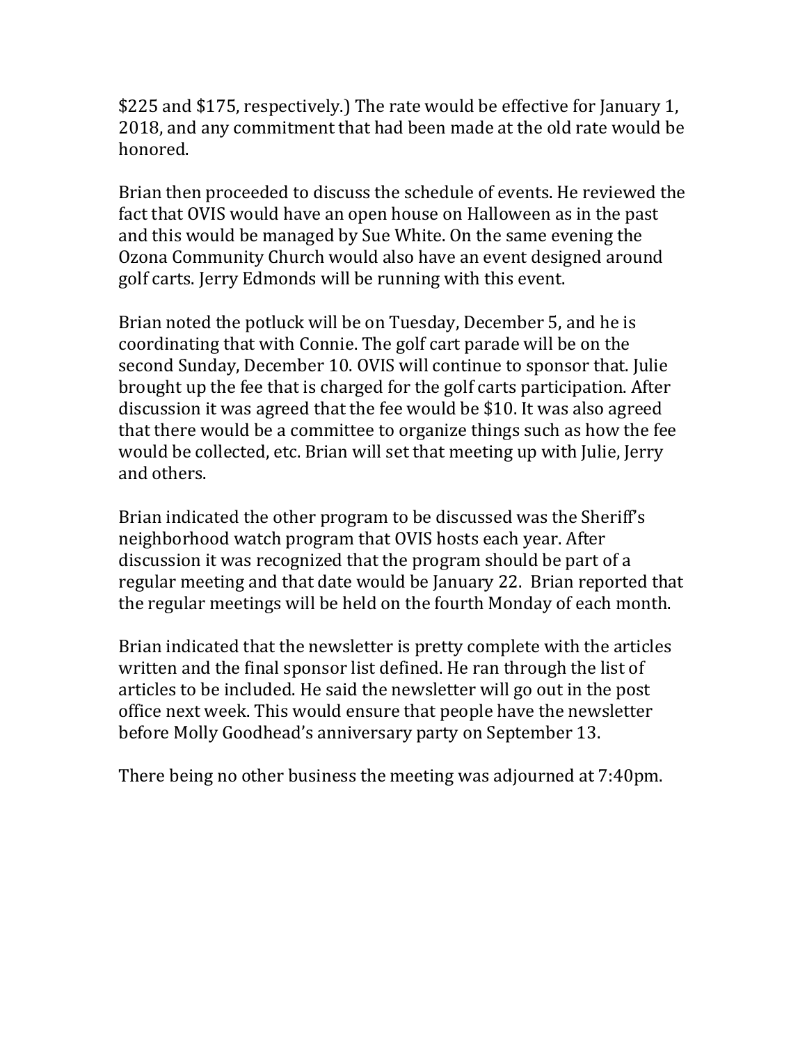$225 and $175, respectively.) The rate would be effective for January 1, 2018, and any commitment that had been made at the old rate would be honored.

Brian then proceeded to discuss the schedule of events. He reviewed the fact that OVIS would have an open house on Halloween as in the past and this would be managed by Sue White. On the same evening the Ozona Community Church would also have an event designed around golf carts. Jerry Edmonds will be running with this event.

Brian noted the potluck will be on Tuesday, December 5, and he is coordinating that with Connie. The golf cart parade will be on the second Sunday, December 10. OVIS will continue to sponsor that. Julie brought up the fee that is charged for the golf carts participation. After discussion it was agreed that the fee would be $10. It was also agreed that there would be a committee to organize things such as how the fee would be collected, etc. Brian will set that meeting up with Julie, Jerry and others.

Brian indicated the other program to be discussed was the Sheriff's neighborhood watch program that OVIS hosts each year. After discussion it was recognized that the program should be part of a regular meeting and that date would be January 22. Brian reported that the regular meetings will be held on the fourth Monday of each month.

Brian indicated that the newsletter is pretty complete with the articles written and the final sponsor list defined. He ran through the list of articles to be included. He said the newsletter will go out in the post office next week. This would ensure that people have the newsletter before Molly Goodhead's anniversary party on September 13.

There being no other business the meeting was adjourned at 7:40pm.